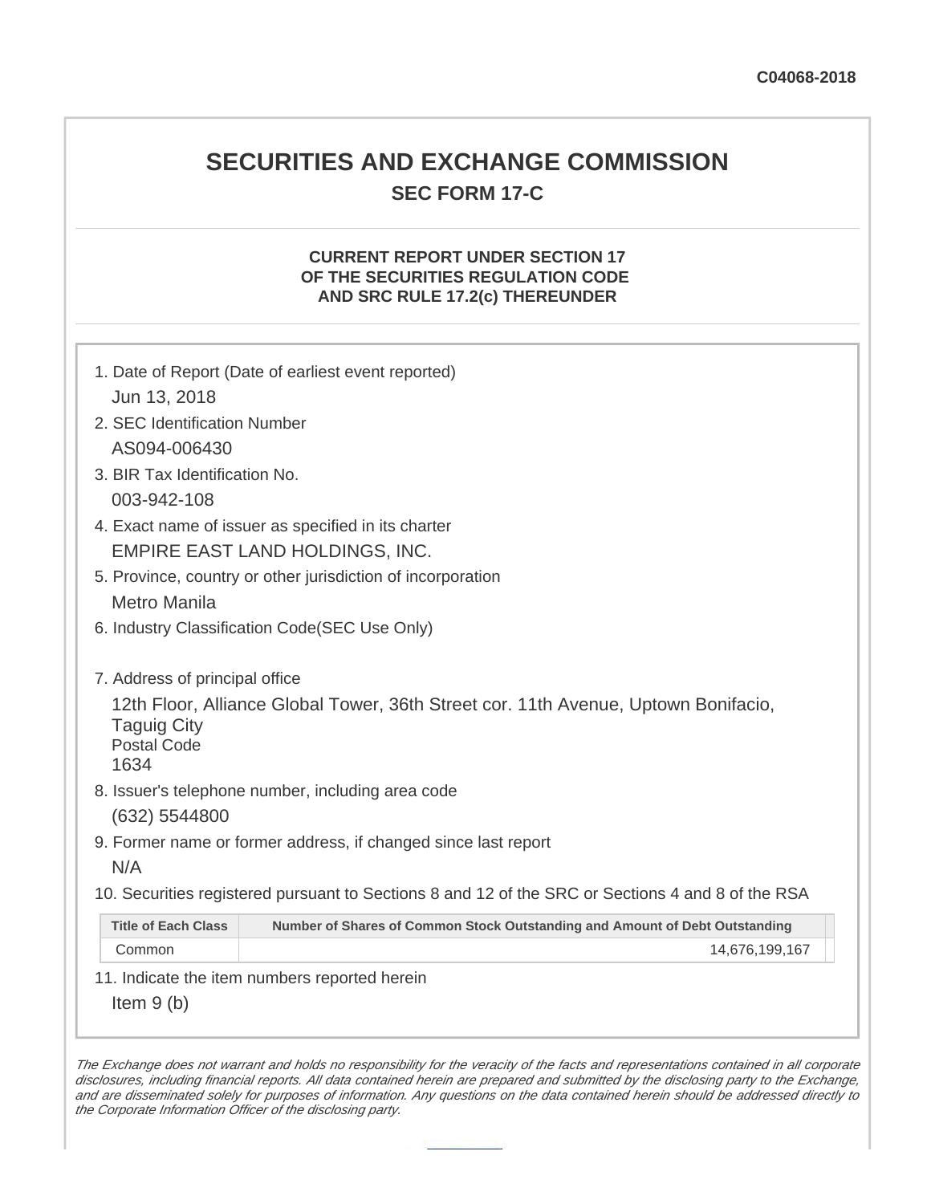C04068-2018

# SECURITIES AND EXCHANGE COMMISSION

## SEC FORM 17-C

### CURRENT REPORT UNDER SECTION 17 OF THE SECURITIES REGULATION CODE AND SRC RULE 17.2(c) THEREUNDER

1. Date of Report (Date of earliest event reported)

   Jun 13, 2018

2. SEC Identification Number

   AS094-006430

3. BIR Tax Identification No.

   003-942-108

4. Exact name of issuer as specified in its charter

   EMPIRE EAST LAND HOLDINGS, INC.

5. Province, country or other jurisdiction of incorporation

   Metro Manila

6. Industry Classification Code(SEC Use Only)

7. Address of principal office

   12th Floor, Alliance Global Tower, 36th Street cor. 11th Avenue, Uptown Bonifacio, Taguig City
   Postal Code
   1634

8. Issuer's telephone number, including area code

   (632) 5544800

9. Former name or former address, if changed since last report

   N/A

10. Securities registered pursuant to Sections 8 and 12 of the SRC or Sections 4 and 8 of the RSA

| Title of Each Class | Number of Shares of Common Stock Outstanding and Amount of Debt Outstanding |
|---|---|
| Common | 14,676,199,167 |

11. Indicate the item numbers reported herein

    Item 9 (b)

*The Exchange does not warrant and holds no responsibility for the veracity of the facts and representations contained in all corporate disclosures, including financial reports. All data contained herein are prepared and submitted by the disclosing party to the Exchange, and are disseminated solely for purposes of information. Any questions on the data contained herein should be addressed directly to the Corporate Information Officer of the disclosing party.*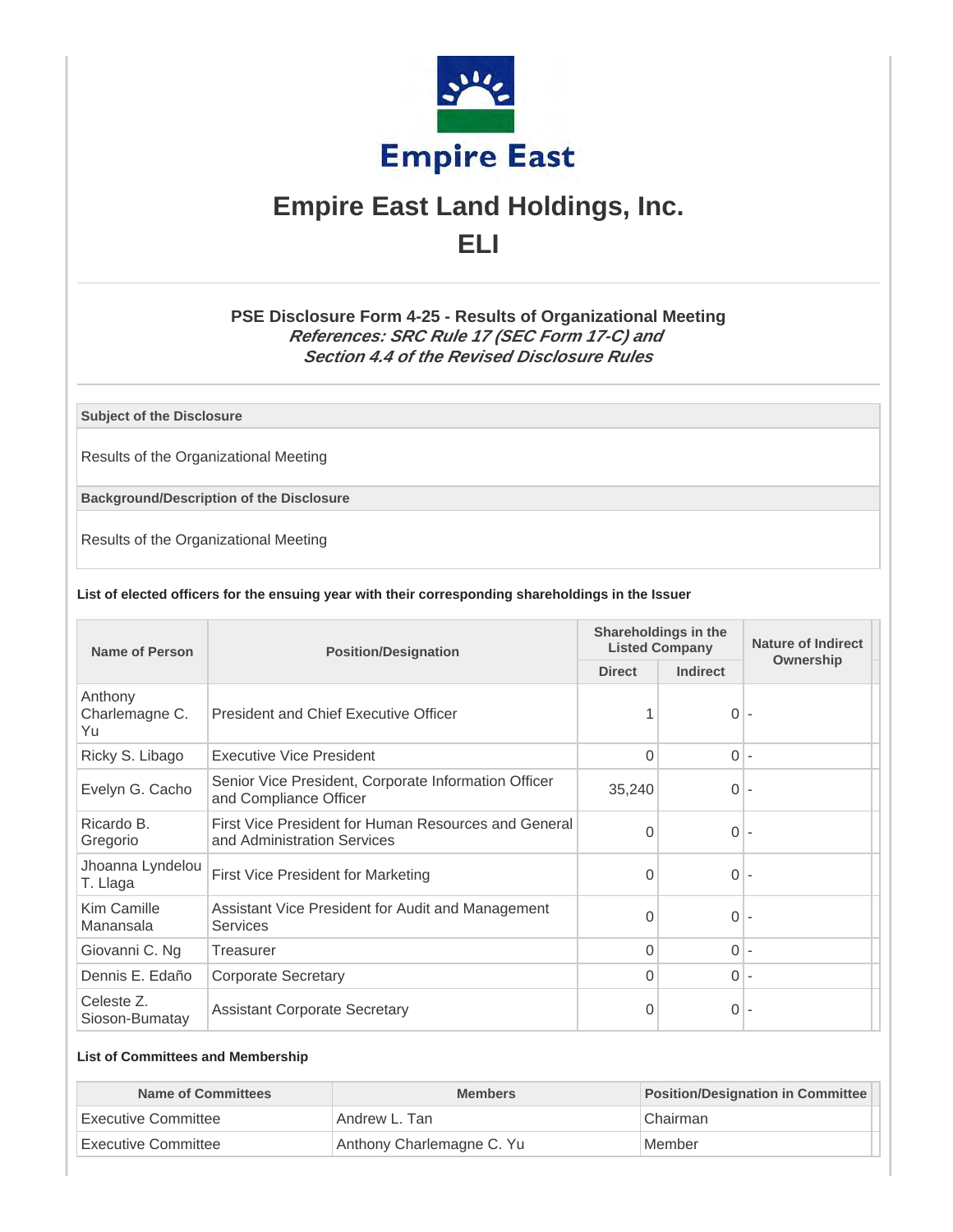# Empire East Land Holdings, Inc.

# ELI

### PSE Disclosure Form 4-25 - Results of Organizational Meeting

***References: SRC Rule 17 (SEC Form 17-C) and Section 4.4 of the Revised Disclosure Rules***

**Subject of the Disclosure**

Results of the Organizational Meeting

**Background/Description of the Disclosure**

Results of the Organizational Meeting

**List of elected officers for the ensuing year with their corresponding shareholdings in the Issuer**

| Name of Person | Position/Designation | Shareholdings in the Listed Company | | Nature of Indirect Ownership |
|---|---|---|---|---|
| | | Direct | Indirect | |
| Anthony Charlemagne C. Yu | President and Chief Executive Officer | 1 | 0 | - |
| Ricky S. Libago | Executive Vice President | 0 | 0 | - |
| Evelyn G. Cacho | Senior Vice President, Corporate Information Officer and Compliance Officer | 35,240 | 0 | - |
| Ricardo B. Gregorio | First Vice President for Human Resources and General and Administration Services | 0 | 0 | - |
| Jhoanna Lyndelou T. Llaga | First Vice President for Marketing | 0 | 0 | - |
| Kim Camille Manansala | Assistant Vice President for Audit and Management Services | 0 | 0 | - |
| Giovanni C. Ng | Treasurer | 0 | 0 | - |
| Dennis E. Edaño | Corporate Secretary | 0 | 0 | - |
| Celeste Z. Sioson-Bumatay | Assistant Corporate Secretary | 0 | 0 | - |

**List of Committees and Membership**

| Name of Committees | Members | Position/Designation in Committee |
|---|---|---|
| Executive Committee | Andrew L. Tan | Chairman |
| Executive Committee | Anthony Charlemagne C. Yu | Member |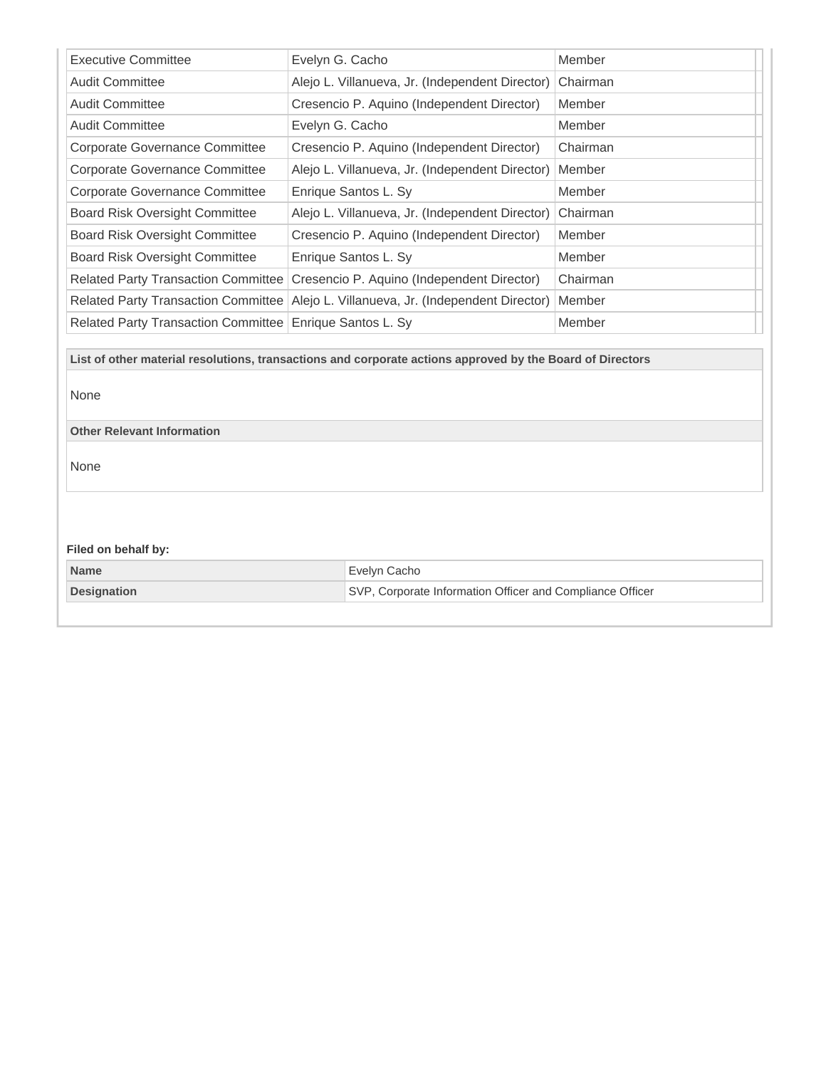| | | |
|---|---|---|
| Executive Committee | Evelyn G. Cacho | Member |
| Audit Committee | Alejo L. Villanueva, Jr. (Independent Director) | Chairman |
| Audit Committee | Cresencio P. Aquino (Independent Director) | Member |
| Audit Committee | Evelyn G. Cacho | Member |
| Corporate Governance Committee | Cresencio P. Aquino (Independent Director) | Chairman |
| Corporate Governance Committee | Alejo L. Villanueva, Jr. (Independent Director) | Member |
| Corporate Governance Committee | Enrique Santos L. Sy | Member |
| Board Risk Oversight Committee | Alejo L. Villanueva, Jr. (Independent Director) | Chairman |
| Board Risk Oversight Committee | Cresencio P. Aquino (Independent Director) | Member |
| Board Risk Oversight Committee | Enrique Santos L. Sy | Member |
| Related Party Transaction Committee | Cresencio P. Aquino (Independent Director) | Chairman |
| Related Party Transaction Committee | Alejo L. Villanueva, Jr. (Independent Director) | Member |
| Related Party Transaction Committee | Enrique Santos L. Sy | Member |

**List of other material resolutions, transactions and corporate actions approved by the Board of Directors**

None

**Other Relevant Information**

None

**Filed on behalf by:**

| | |
|---|---|
| **Name** | Evelyn Cacho |
| **Designation** | SVP, Corporate Information Officer and Compliance Officer |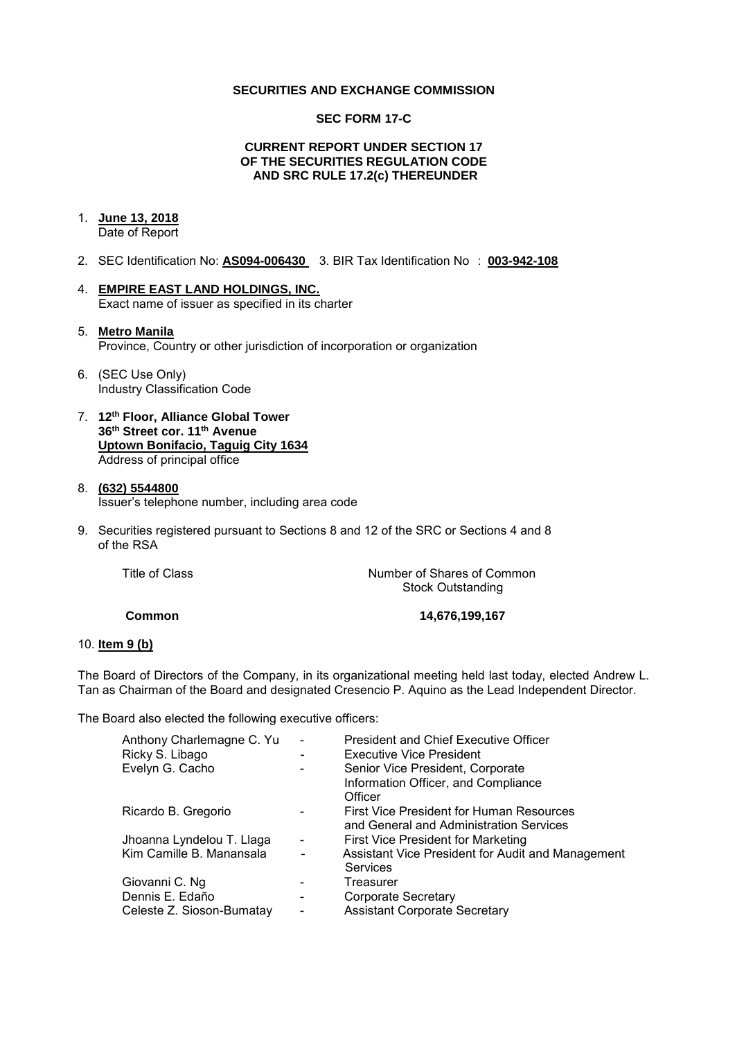**SECURITIES AND EXCHANGE COMMISSION**

**SEC FORM 17-C**

**CURRENT REPORT UNDER SECTION 17
OF THE SECURITIES REGULATION CODE
AND SRC RULE 17.2(c) THEREUNDER**

1. **June 13, 2018**
   Date of Report

2. SEC Identification No: **AS094-006430** 3. BIR Tax Identification No : **003-942-108**

4. **EMPIRE EAST LAND HOLDINGS, INC.**
   Exact name of issuer as specified in its charter

5. **Metro Manila**
   Province, Country or other jurisdiction of incorporation or organization

6. (SEC Use Only)
   Industry Classification Code

7. **12th Floor, Alliance Global Tower**
   **36th Street cor. 11th Avenue**
   **Uptown Bonifacio, Taguig City 1634**
   Address of principal office

8. **(632) 5544800**
   Issuer's telephone number, including area code

9. Securities registered pursuant to Sections 8 and 12 of the SRC or Sections 4 and 8 of the RSA

| Title of Class | Number of Shares of Common Stock Outstanding |
|---|---|
| **Common** | **14,676,199,167** |

10. **Item 9 (b)**

The Board of Directors of the Company, in its organizational meeting held last today, elected Andrew L. Tan as Chairman of the Board and designated Cresencio P. Aquino as the Lead Independent Director.

The Board also elected the following executive officers:

| | | |
|---|---|---|
| Anthony Charlemagne C. Yu | - | President and Chief Executive Officer |
| Ricky S. Libago | - | Executive Vice President |
| Evelyn G. Cacho | - | Senior Vice President, Corporate Information Officer, and Compliance Officer |
| Ricardo B. Gregorio | - | First Vice President for Human Resources and General and Administration Services |
| Jhoanna Lyndelou T. Llaga | - | First Vice President for Marketing |
| Kim Camille B. Manansala | - | Assistant Vice President for Audit and Management Services |
| Giovanni C. Ng | - | Treasurer |
| Dennis E. Edaño | - | Corporate Secretary |
| Celeste Z. Sioson-Bumatay | - | Assistant Corporate Secretary |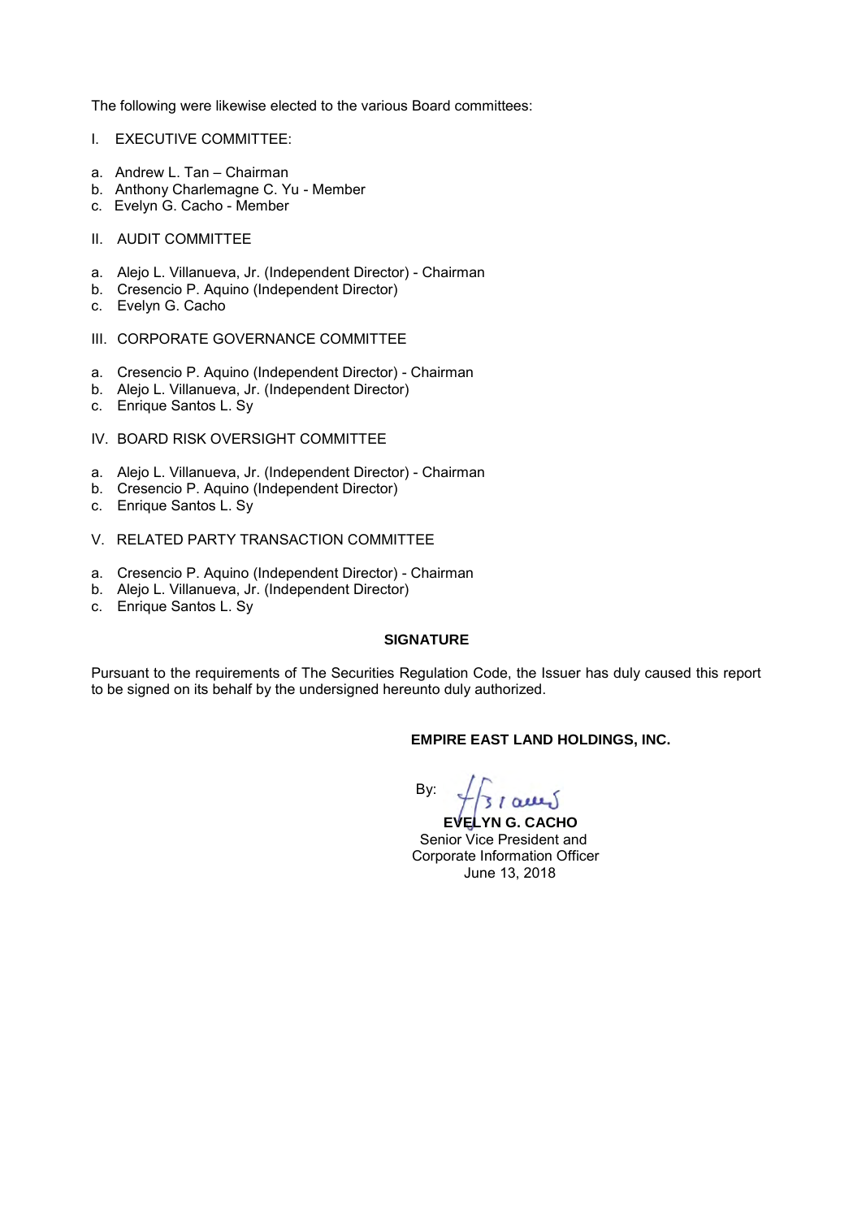The following were likewise elected to the various Board committees:

I. EXECUTIVE COMMITTEE:

a. Andrew L. Tan – Chairman
b. Anthony Charlemagne C. Yu - Member
c. Evelyn G. Cacho - Member

II. AUDIT COMMITTEE

a. Alejo L. Villanueva, Jr. (Independent Director) - Chairman
b. Cresencio P. Aquino (Independent Director)
c. Evelyn G. Cacho

III. CORPORATE GOVERNANCE COMMITTEE

a. Cresencio P. Aquino (Independent Director) - Chairman
b. Alejo L. Villanueva, Jr. (Independent Director)
c. Enrique Santos L. Sy

IV. BOARD RISK OVERSIGHT COMMITTEE

a. Alejo L. Villanueva, Jr. (Independent Director) - Chairman
b. Cresencio P. Aquino (Independent Director)
c. Enrique Santos L. Sy

V. RELATED PARTY TRANSACTION COMMITTEE

a. Cresencio P. Aquino (Independent Director) - Chairman
b. Alejo L. Villanueva, Jr. (Independent Director)
c. Enrique Santos L. Sy

**SIGNATURE**

Pursuant to the requirements of The Securities Regulation Code, the Issuer has duly caused this report to be signed on its behalf by the undersigned hereunto duly authorized.

**EMPIRE EAST LAND HOLDINGS, INC.**

By:

**EVELYN G. CACHO**
Senior Vice President and
Corporate Information Officer
June 13, 2018